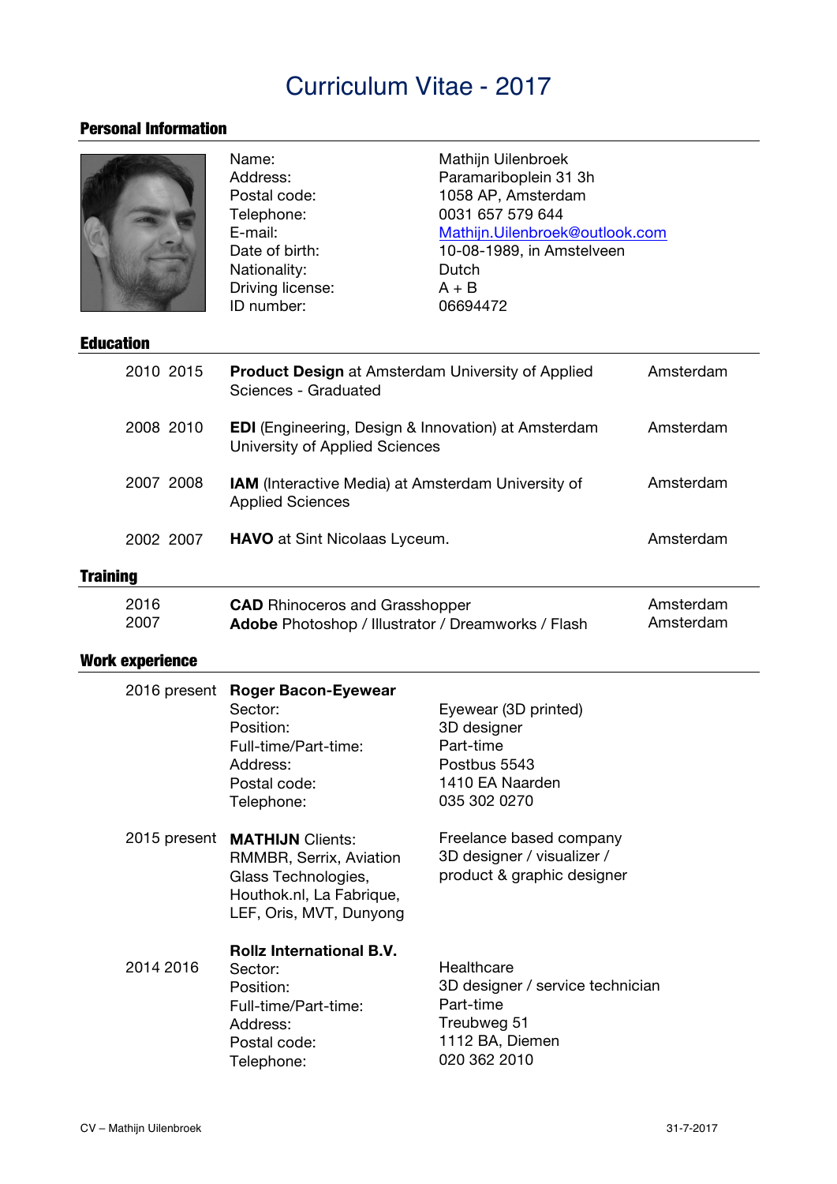# Curriculum Vitae - 2017

## Personal Information

| | |
|---|---|
| Name: | Mathijn Uilenbroek |
| Address: | Paramariboplein 31 3h |
| Postal code: | 1058 AP, Amsterdam |
| Telephone: | 0031 657 579 644 |
| E-mail: | Mathijn.Uilenbroek@outlook.com |
| Date of birth: | 10-08-1989, in Amstelveen |
| Nationality: | Dutch |
| Driving license: | A + B |
| ID number: | 06694472 |

## Education

| | | |
|---|---|---|
| 2010 2015 | **Product Design** at Amsterdam University of Applied Sciences - Graduated | Amsterdam |
| 2008 2010 | **EDI** (Engineering, Design & Innovation) at Amsterdam University of Applied Sciences | Amsterdam |
| 2007 2008 | **IAM** (Interactive Media) at Amsterdam University of Applied Sciences | Amsterdam |
| 2002 2007 | **HAVO** at Sint Nicolaas Lyceum. | Amsterdam |

## Training

| | | |
|---|---|---|
| 2016 | **CAD** Rhinoceros and Grasshopper | Amsterdam |
| 2007 | **Adobe** Photoshop / Illustrator / Dreamworks / Flash | Amsterdam |

## Work experience

**2016 present — Roger Bacon-Eyewear**

| | |
|---|---|
| Sector: | Eyewear (3D printed) |
| Position: | 3D designer |
| Full-time/Part-time: | Part-time |
| Address: | Postbus 5543 |
| Postal code: | 1410 EA Naarden |
| Telephone: | 035 302 0270 |

**2015 present — MATHIJN** Clients: RMMBR, Serrix, Aviation Glass Technologies, Houthok.nl, La Fabrique, LEF, Oris, MVT, Dunyong

Freelance based company
3D designer / visualizer / product & graphic designer

**2014 2016 — Rollz International B.V.**

| | |
|---|---|
| Sector: | Healthcare |
| Position: | 3D designer / service technician |
| Full-time/Part-time: | Part-time |
| Address: | Treubweg 51 |
| Postal code: | 1112 BA, Diemen |
| Telephone: | 020 362 2010 |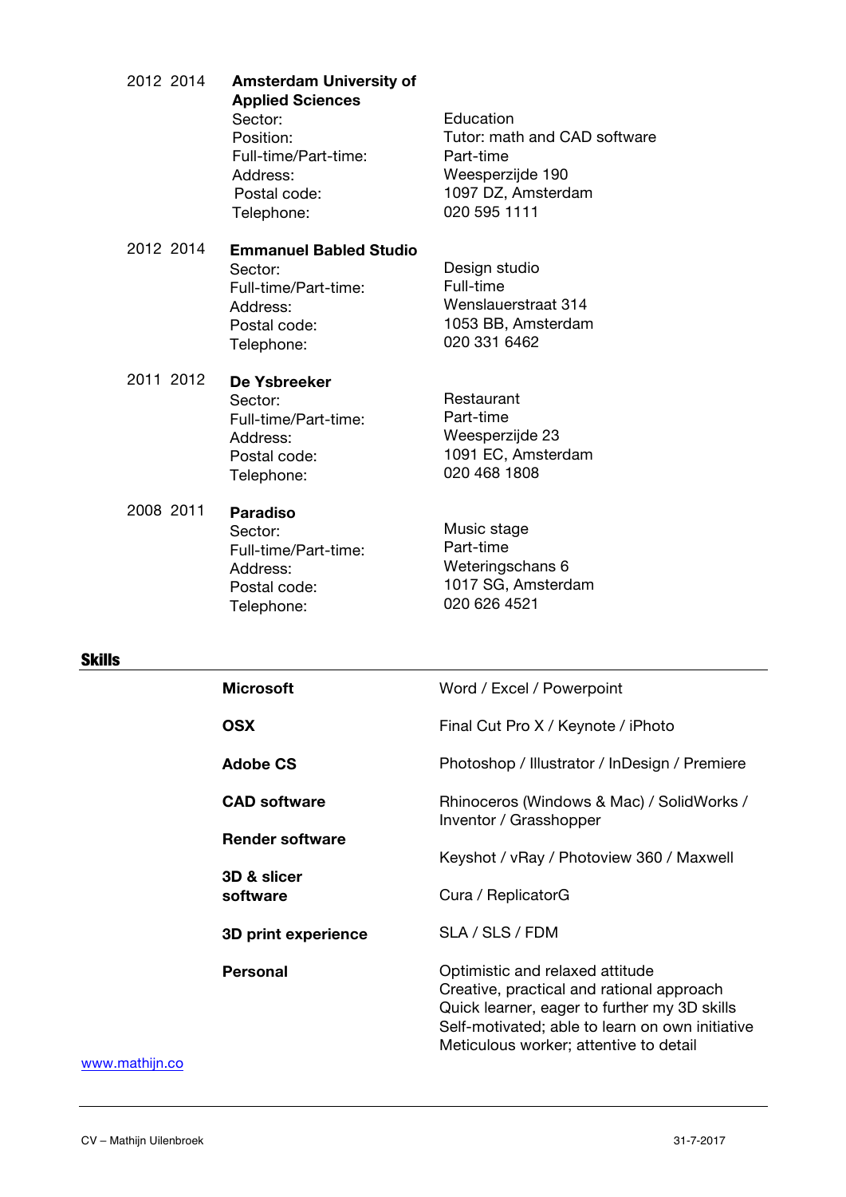**2012 2014 — Amsterdam University of Applied Sciences**

| | |
|---|---|
| Sector: | Education |
| Position: | Tutor: math and CAD software |
| Full-time/Part-time: | Part-time |
| Address: | Weesperzijde 190 |
| Postal code: | 1097 DZ, Amsterdam |
| Telephone: | 020 595 1111 |

**2012 2014 — Emmanuel Babled Studio**

| | |
|---|---|
| Sector: | Design studio |
| Full-time/Part-time: | Full-time |
| Address: | Wenslauerstraat 314 |
| Postal code: | 1053 BB, Amsterdam |
| Telephone: | 020 331 6462 |

**2011 2012 — De Ysbreeker**

| | |
|---|---|
| Sector: | Restaurant |
| Full-time/Part-time: | Part-time |
| Address: | Weesperzijde 23 |
| Postal code: | 1091 EC, Amsterdam |
| Telephone: | 020 468 1808 |

**2008 2011 — Paradiso**

| | |
|---|---|
| Sector: | Music stage |
| Full-time/Part-time: | Part-time |
| Address: | Weteringschans 6 |
| Postal code: | 1017 SG, Amsterdam |
| Telephone: | 020 626 4521 |

## Skills

| | |
|---|---|
| **Microsoft** | Word / Excel / Powerpoint |
| **OSX** | Final Cut Pro X / Keynote / iPhoto |
| **Adobe CS** | Photoshop / Illustrator / InDesign / Premiere |
| **CAD software** | Rhinoceros (Windows & Mac) / SolidWorks / Inventor / Grasshopper |
| **Render software** | Keyshot / vRay / Photoview 360 / Maxwell |
| **3D & slicer software** | Cura / ReplicatorG |
| **3D print experience** | SLA / SLS / FDM |
| **Personal** | Optimistic and relaxed attitude<br>Creative, practical and rational approach<br>Quick learner, eager to further my 3D skills<br>Self-motivated; able to learn on own initiative<br>Meticulous worker; attentive to detail |

www.mathijn.co